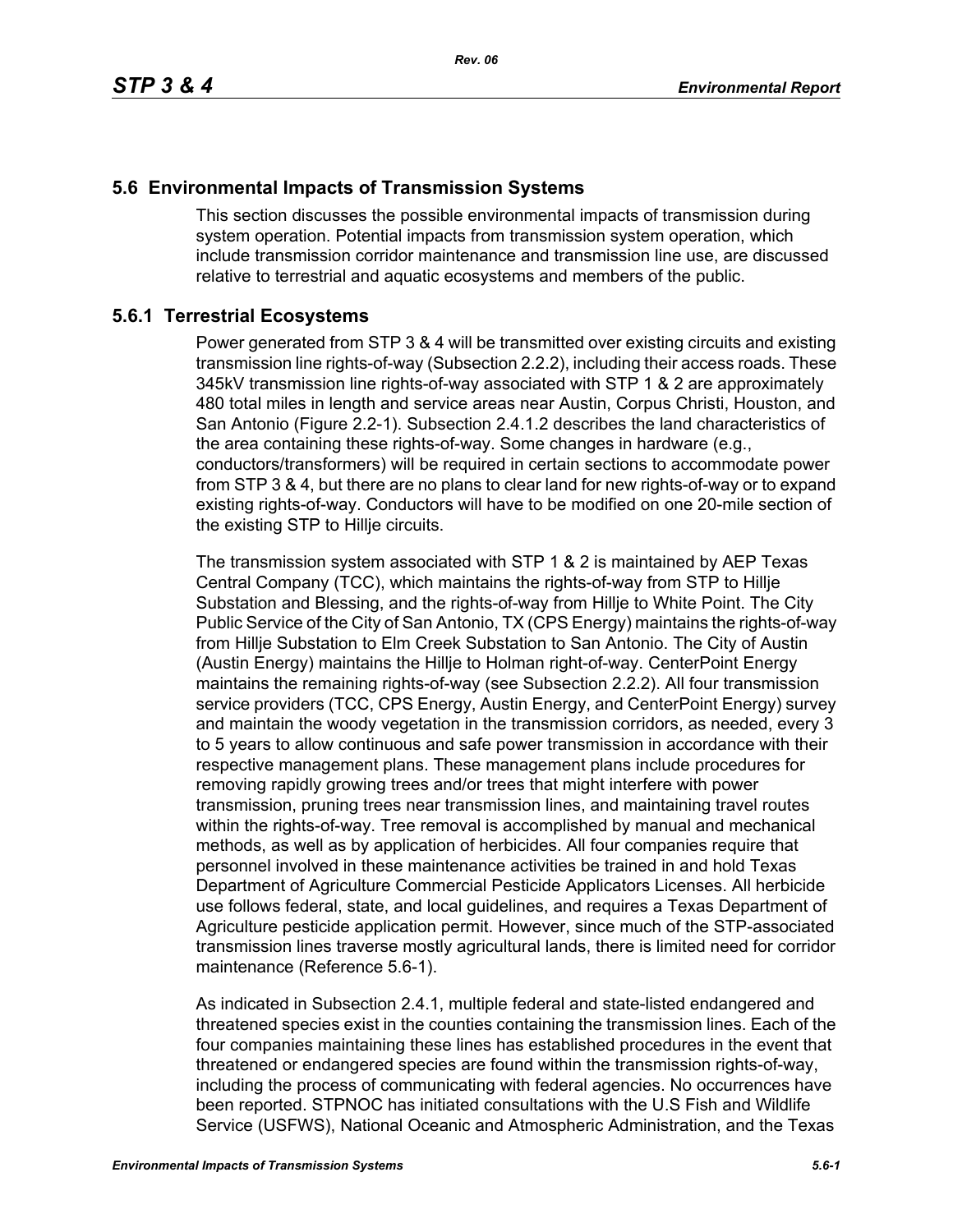## 5.6 Environmental Impacts of Transmission Systems

This section discusses the possible environmental impacts of transmission during system operation. Potential impacts from transmission system operation, which include transmission corridor maintenance and transmission line use, are discussed relative to terrestrial and aquatic ecosystems and members of the public.

### 5.6.1 Terrestrial Ecosystems

Power generated from STP 3 & 4 will be transmitted over existing circuits and existing transmission line rights-of-way (Subsection 2.2.2), including their access roads. These 345kV transmission line rights-of-way associated with STP 1 & 2 are approximately 480 total miles in length and service areas near Austin, Corpus Christi, Houston, and San Antonio (Figure 2.2-1). Subsection 2.4.1.2 describes the land characteristics of the area containing these rights-of-way. Some changes in hardware (e.g., conductors/transformers) will be required in certain sections to accommodate power from STP 3 & 4, but there are no plans to clear land for new rights-of-way or to expand existing rights-of-way. Conductors will have to be modified on one 20-mile section of the existing STP to Hillje circuits.

The transmission system associated with STP 1 & 2 is maintained by AEP Texas Central Company (TCC), which maintains the rights-of-way from STP to Hillje Substation and Blessing, and the rights-of-way from Hillje to White Point. The City Public Service of the City of San Antonio, TX (CPS Energy) maintains the rights-of-way from Hillje Substation to Elm Creek Substation to San Antonio. The City of Austin (Austin Energy) maintains the Hillje to Holman right-of-way. CenterPoint Energy maintains the remaining rights-of-way (see Subsection 2.2.2). All four transmission service providers (TCC, CPS Energy, Austin Energy, and CenterPoint Energy) survey and maintain the woody vegetation in the transmission corridors, as needed, every 3 to 5 years to allow continuous and safe power transmission in accordance with their respective management plans. These management plans include procedures for removing rapidly growing trees and/or trees that might interfere with power transmission, pruning trees near transmission lines, and maintaining travel routes within the rights-of-way. Tree removal is accomplished by manual and mechanical methods, as well as by application of herbicides. All four companies require that personnel involved in these maintenance activities be trained in and hold Texas Department of Agriculture Commercial Pesticide Applicators Licenses. All herbicide use follows federal, state, and local guidelines, and requires a Texas Department of Agriculture pesticide application permit. However, since much of the STP-associated transmission lines traverse mostly agricultural lands, there is limited need for corridor maintenance (Reference 5.6-1).

As indicated in Subsection 2.4.1, multiple federal and state-listed endangered and threatened species exist in the counties containing the transmission lines. Each of the four companies maintaining these lines has established procedures in the event that threatened or endangered species are found within the transmission rights-of-way, including the process of communicating with federal agencies. No occurrences have been reported. STPNOC has initiated consultations with the U.S Fish and Wildlife Service (USFWS), National Oceanic and Atmospheric Administration, and the Texas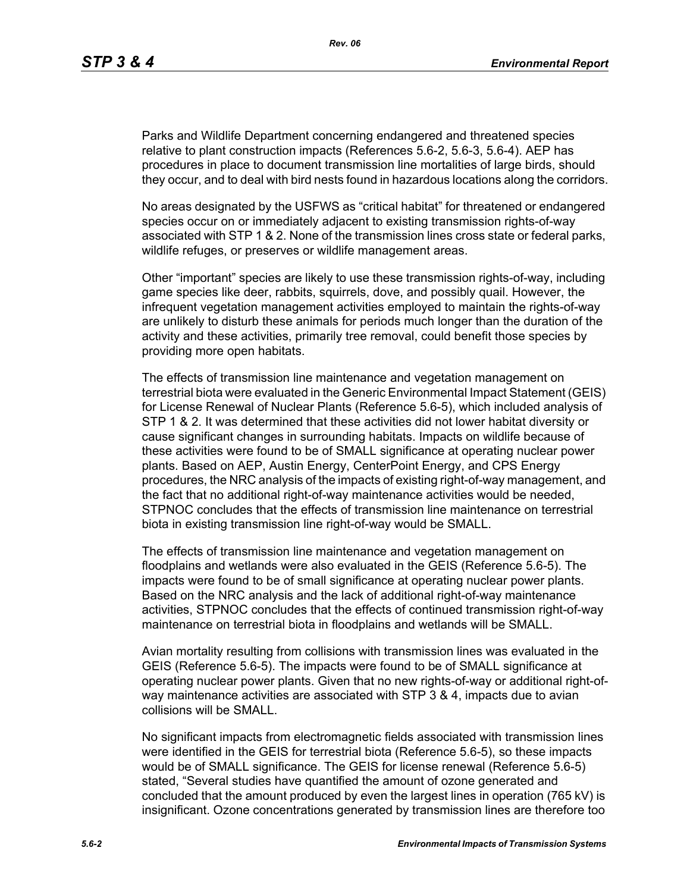Parks and Wildlife Department concerning endangered and threatened species relative to plant construction impacts (References 5.6-2, 5.6-3, 5.6-4). AEP has procedures in place to document transmission line mortalities of large birds, should they occur, and to deal with bird nests found in hazardous locations along the corridors.

No areas designated by the USFWS as "critical habitat" for threatened or endangered species occur on or immediately adjacent to existing transmission rights-of-way associated with STP 1 & 2. None of the transmission lines cross state or federal parks, wildlife refuges, or preserves or wildlife management areas.

Other "important" species are likely to use these transmission rights-of-way, including game species like deer, rabbits, squirrels, dove, and possibly quail. However, the infrequent vegetation management activities employed to maintain the rights-of-way are unlikely to disturb these animals for periods much longer than the duration of the activity and these activities, primarily tree removal, could benefit those species by providing more open habitats.

The effects of transmission line maintenance and vegetation management on terrestrial biota were evaluated in the Generic Environmental Impact Statement (GEIS) for License Renewal of Nuclear Plants (Reference 5.6-5), which included analysis of STP 1 & 2. It was determined that these activities did not lower habitat diversity or cause significant changes in surrounding habitats. Impacts on wildlife because of these activities were found to be of SMALL significance at operating nuclear power plants. Based on AEP, Austin Energy, CenterPoint Energy, and CPS Energy procedures, the NRC analysis of the impacts of existing right-of-way management, and the fact that no additional right-of-way maintenance activities would be needed, STPNOC concludes that the effects of transmission line maintenance on terrestrial biota in existing transmission line right-of-way would be SMALL.

The effects of transmission line maintenance and vegetation management on floodplains and wetlands were also evaluated in the GEIS (Reference 5.6-5). The impacts were found to be of small significance at operating nuclear power plants. Based on the NRC analysis and the lack of additional right-of-way maintenance activities, STPNOC concludes that the effects of continued transmission right-of-way maintenance on terrestrial biota in floodplains and wetlands will be SMALL.

Avian mortality resulting from collisions with transmission lines was evaluated in the GEIS (Reference 5.6-5). The impacts were found to be of SMALL significance at operating nuclear power plants. Given that no new rights-of-way or additional right-of-way maintenance activities are associated with STP 3 & 4, impacts due to avian collisions will be SMALL.

No significant impacts from electromagnetic fields associated with transmission lines were identified in the GEIS for terrestrial biota (Reference 5.6-5), so these impacts would be of SMALL significance. The GEIS for license renewal (Reference 5.6-5) stated, "Several studies have quantified the amount of ozone generated and concluded that the amount produced by even the largest lines in operation (765 kV) is insignificant. Ozone concentrations generated by transmission lines are therefore too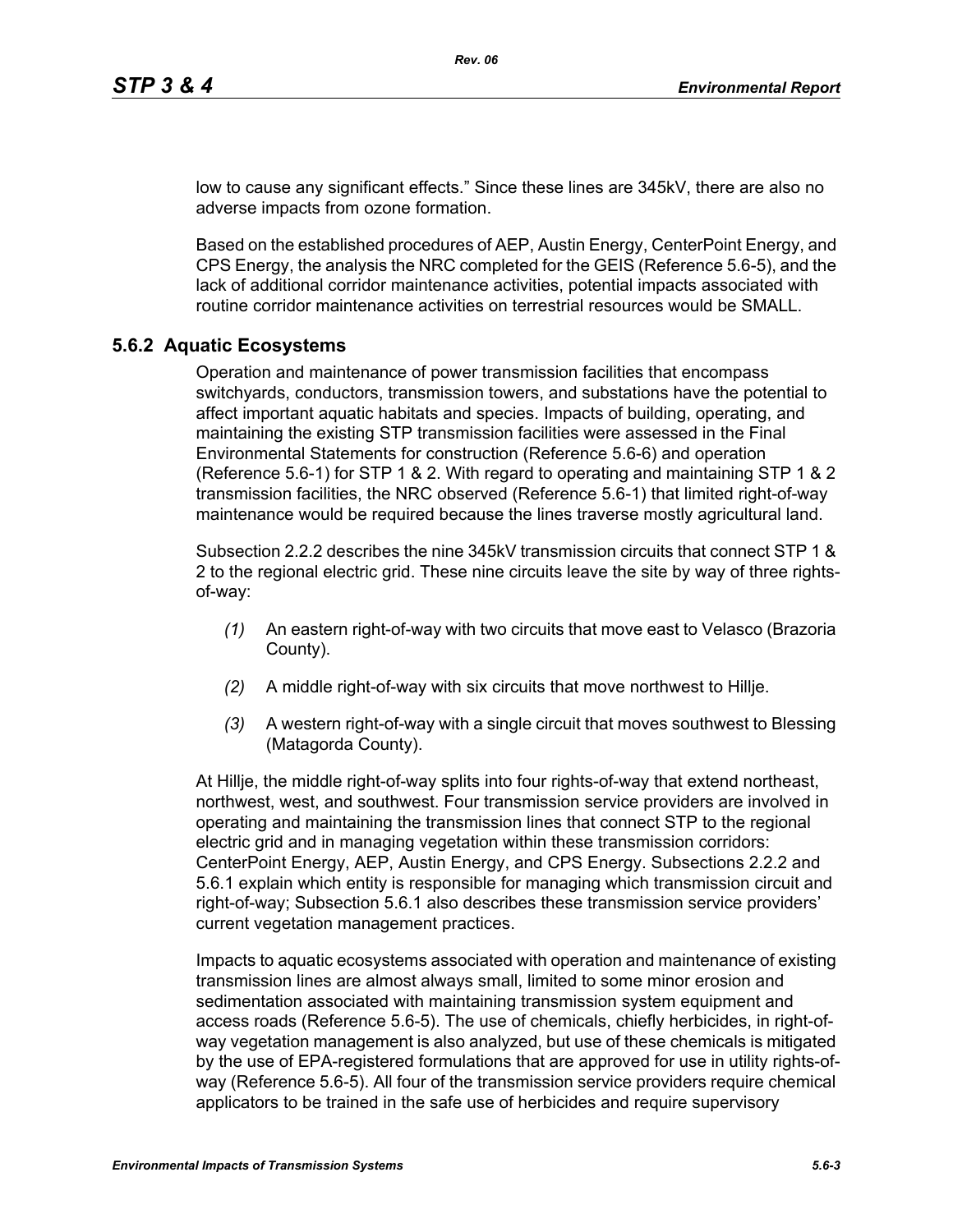low to cause any significant effects." Since these lines are 345kV, there are also no adverse impacts from ozone formation.

Based on the established procedures of AEP, Austin Energy, CenterPoint Energy, and CPS Energy, the analysis the NRC completed for the GEIS (Reference 5.6-5), and the lack of additional corridor maintenance activities, potential impacts associated with routine corridor maintenance activities on terrestrial resources would be SMALL.

### 5.6.2 Aquatic Ecosystems

Operation and maintenance of power transmission facilities that encompass switchyards, conductors, transmission towers, and substations have the potential to affect important aquatic habitats and species. Impacts of building, operating, and maintaining the existing STP transmission facilities were assessed in the Final Environmental Statements for construction (Reference 5.6-6) and operation (Reference 5.6-1) for STP 1 & 2. With regard to operating and maintaining STP 1 & 2 transmission facilities, the NRC observed (Reference 5.6-1) that limited right-of-way maintenance would be required because the lines traverse mostly agricultural land.

Subsection 2.2.2 describes the nine 345kV transmission circuits that connect STP 1 & 2 to the regional electric grid. These nine circuits leave the site by way of three rights-of-way:

*(1)* An eastern right-of-way with two circuits that move east to Velasco (Brazoria County).

*(2)* A middle right-of-way with six circuits that move northwest to Hillje.

*(3)* A western right-of-way with a single circuit that moves southwest to Blessing (Matagorda County).

At Hillje, the middle right-of-way splits into four rights-of-way that extend northeast, northwest, west, and southwest. Four transmission service providers are involved in operating and maintaining the transmission lines that connect STP to the regional electric grid and in managing vegetation within these transmission corridors: CenterPoint Energy, AEP, Austin Energy, and CPS Energy. Subsections 2.2.2 and 5.6.1 explain which entity is responsible for managing which transmission circuit and right-of-way; Subsection 5.6.1 also describes these transmission service providers' current vegetation management practices.

Impacts to aquatic ecosystems associated with operation and maintenance of existing transmission lines are almost always small, limited to some minor erosion and sedimentation associated with maintaining transmission system equipment and access roads (Reference 5.6-5). The use of chemicals, chiefly herbicides, in right-of-way vegetation management is also analyzed, but use of these chemicals is mitigated by the use of EPA-registered formulations that are approved for use in utility rights-of-way (Reference 5.6-5). All four of the transmission service providers require chemical applicators to be trained in the safe use of herbicides and require supervisory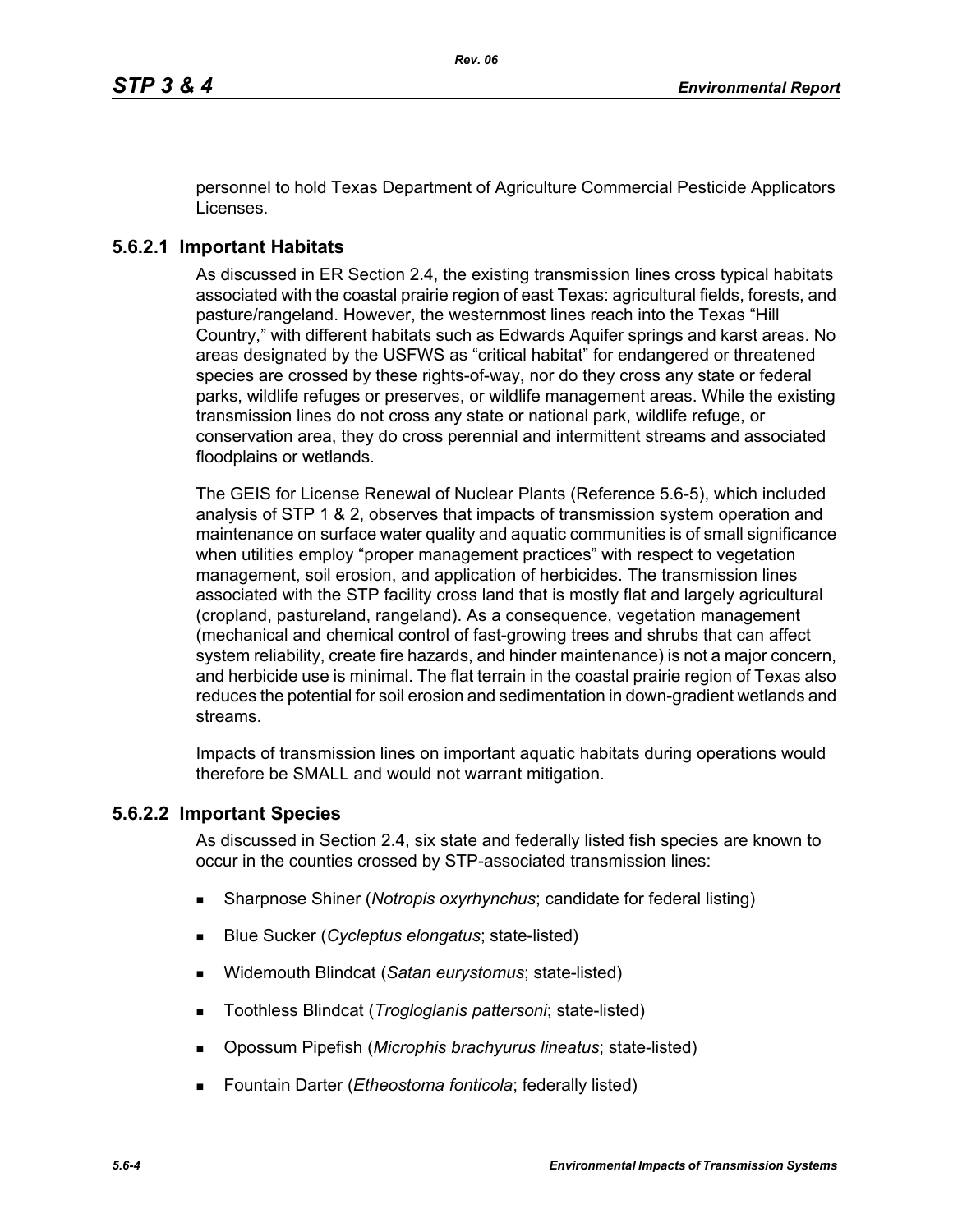personnel to hold Texas Department of Agriculture Commercial Pesticide Applicators Licenses.

### 5.6.2.1 Important Habitats

As discussed in ER Section 2.4, the existing transmission lines cross typical habitats associated with the coastal prairie region of east Texas: agricultural fields, forests, and pasture/rangeland. However, the westernmost lines reach into the Texas "Hill Country," with different habitats such as Edwards Aquifer springs and karst areas. No areas designated by the USFWS as "critical habitat" for endangered or threatened species are crossed by these rights-of-way, nor do they cross any state or federal parks, wildlife refuges or preserves, or wildlife management areas. While the existing transmission lines do not cross any state or national park, wildlife refuge, or conservation area, they do cross perennial and intermittent streams and associated floodplains or wetlands.

The GEIS for License Renewal of Nuclear Plants (Reference 5.6-5), which included analysis of STP 1 & 2, observes that impacts of transmission system operation and maintenance on surface water quality and aquatic communities is of small significance when utilities employ "proper management practices" with respect to vegetation management, soil erosion, and application of herbicides. The transmission lines associated with the STP facility cross land that is mostly flat and largely agricultural (cropland, pastureland, rangeland). As a consequence, vegetation management (mechanical and chemical control of fast-growing trees and shrubs that can affect system reliability, create fire hazards, and hinder maintenance) is not a major concern, and herbicide use is minimal. The flat terrain in the coastal prairie region of Texas also reduces the potential for soil erosion and sedimentation in down-gradient wetlands and streams.

Impacts of transmission lines on important aquatic habitats during operations would therefore be SMALL and would not warrant mitigation.

### 5.6.2.2 Important Species

As discussed in Section 2.4, six state and federally listed fish species are known to occur in the counties crossed by STP-associated transmission lines:

- Sharpnose Shiner (*Notropis oxyrhynchus*; candidate for federal listing)
- Blue Sucker (*Cycleptus elongatus*; state-listed)
- Widemouth Blindcat (*Satan eurystomus*; state-listed)
- Toothless Blindcat (*Trogloglanis pattersoni*; state-listed)
- Opossum Pipefish (*Microphis brachyurus lineatus*; state-listed)
- Fountain Darter (*Etheostoma fonticola*; federally listed)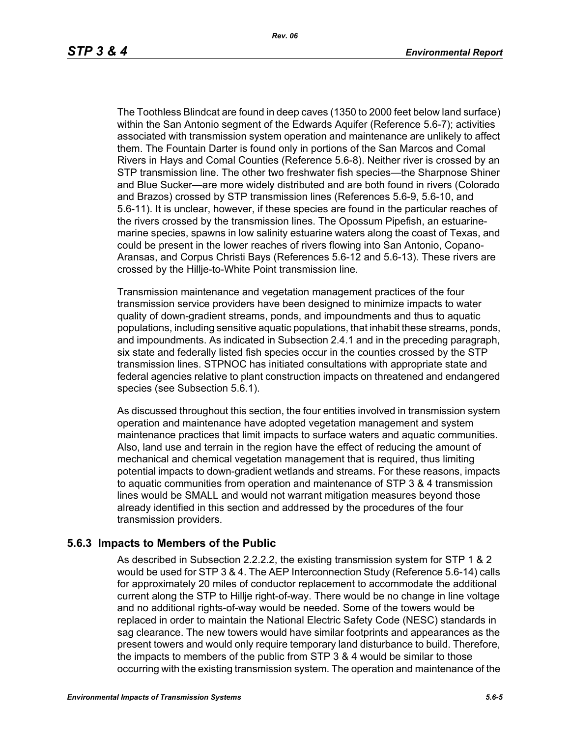The Toothless Blindcat are found in deep caves (1350 to 2000 feet below land surface) within the San Antonio segment of the Edwards Aquifer (Reference 5.6-7); activities associated with transmission system operation and maintenance are unlikely to affect them. The Fountain Darter is found only in portions of the San Marcos and Comal Rivers in Hays and Comal Counties (Reference 5.6-8). Neither river is crossed by an STP transmission line. The other two freshwater fish species—the Sharpnose Shiner and Blue Sucker—are more widely distributed and are both found in rivers (Colorado and Brazos) crossed by STP transmission lines (References 5.6-9, 5.6-10, and 5.6-11). It is unclear, however, if these species are found in the particular reaches of the rivers crossed by the transmission lines. The Opossum Pipefish, an estuarine-marine species, spawns in low salinity estuarine waters along the coast of Texas, and could be present in the lower reaches of rivers flowing into San Antonio, Copano-Aransas, and Corpus Christi Bays (References 5.6-12 and 5.6-13). These rivers are crossed by the Hillje-to-White Point transmission line.

Transmission maintenance and vegetation management practices of the four transmission service providers have been designed to minimize impacts to water quality of down-gradient streams, ponds, and impoundments and thus to aquatic populations, including sensitive aquatic populations, that inhabit these streams, ponds, and impoundments. As indicated in Subsection 2.4.1 and in the preceding paragraph, six state and federally listed fish species occur in the counties crossed by the STP transmission lines. STPNOC has initiated consultations with appropriate state and federal agencies relative to plant construction impacts on threatened and endangered species (see Subsection 5.6.1).

As discussed throughout this section, the four entities involved in transmission system operation and maintenance have adopted vegetation management and system maintenance practices that limit impacts to surface waters and aquatic communities. Also, land use and terrain in the region have the effect of reducing the amount of mechanical and chemical vegetation management that is required, thus limiting potential impacts to down-gradient wetlands and streams. For these reasons, impacts to aquatic communities from operation and maintenance of STP 3 & 4 transmission lines would be SMALL and would not warrant mitigation measures beyond those already identified in this section and addressed by the procedures of the four transmission providers.

### 5.6.3 Impacts to Members of the Public

As described in Subsection 2.2.2.2, the existing transmission system for STP 1 & 2 would be used for STP 3 & 4. The AEP Interconnection Study (Reference 5.6-14) calls for approximately 20 miles of conductor replacement to accommodate the additional current along the STP to Hillje right-of-way. There would be no change in line voltage and no additional rights-of-way would be needed. Some of the towers would be replaced in order to maintain the National Electric Safety Code (NESC) standards in sag clearance. The new towers would have similar footprints and appearances as the present towers and would only require temporary land disturbance to build. Therefore, the impacts to members of the public from STP 3 & 4 would be similar to those occurring with the existing transmission system. The operation and maintenance of the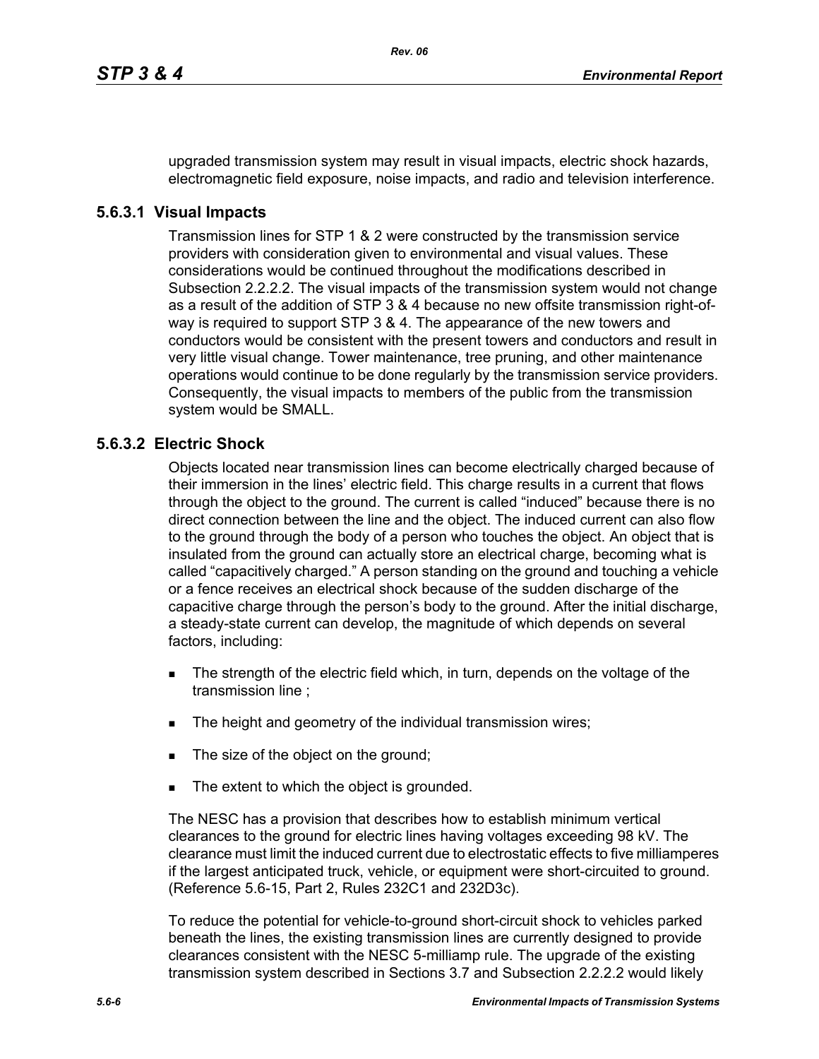upgraded transmission system may result in visual impacts, electric shock hazards, electromagnetic field exposure, noise impacts, and radio and television interference.

### 5.6.3.1 Visual Impacts

Transmission lines for STP 1 & 2 were constructed by the transmission service providers with consideration given to environmental and visual values. These considerations would be continued throughout the modifications described in Subsection 2.2.2.2. The visual impacts of the transmission system would not change as a result of the addition of STP 3 & 4 because no new offsite transmission right-of-way is required to support STP 3 & 4. The appearance of the new towers and conductors would be consistent with the present towers and conductors and result in very little visual change. Tower maintenance, tree pruning, and other maintenance operations would continue to be done regularly by the transmission service providers. Consequently, the visual impacts to members of the public from the transmission system would be SMALL.

### 5.6.3.2 Electric Shock

Objects located near transmission lines can become electrically charged because of their immersion in the lines' electric field. This charge results in a current that flows through the object to the ground. The current is called "induced" because there is no direct connection between the line and the object. The induced current can also flow to the ground through the body of a person who touches the object. An object that is insulated from the ground can actually store an electrical charge, becoming what is called "capacitively charged." A person standing on the ground and touching a vehicle or a fence receives an electrical shock because of the sudden discharge of the capacitive charge through the person's body to the ground. After the initial discharge, a steady-state current can develop, the magnitude of which depends on several factors, including:

- The strength of the electric field which, in turn, depends on the voltage of the transmission line ;
- The height and geometry of the individual transmission wires;
- The size of the object on the ground;
- The extent to which the object is grounded.

The NESC has a provision that describes how to establish minimum vertical clearances to the ground for electric lines having voltages exceeding 98 kV. The clearance must limit the induced current due to electrostatic effects to five milliamperes if the largest anticipated truck, vehicle, or equipment were short-circuited to ground. (Reference 5.6-15, Part 2, Rules 232C1 and 232D3c).

To reduce the potential for vehicle-to-ground short-circuit shock to vehicles parked beneath the lines, the existing transmission lines are currently designed to provide clearances consistent with the NESC 5-milliamp rule. The upgrade of the existing transmission system described in Sections 3.7 and Subsection 2.2.2.2 would likely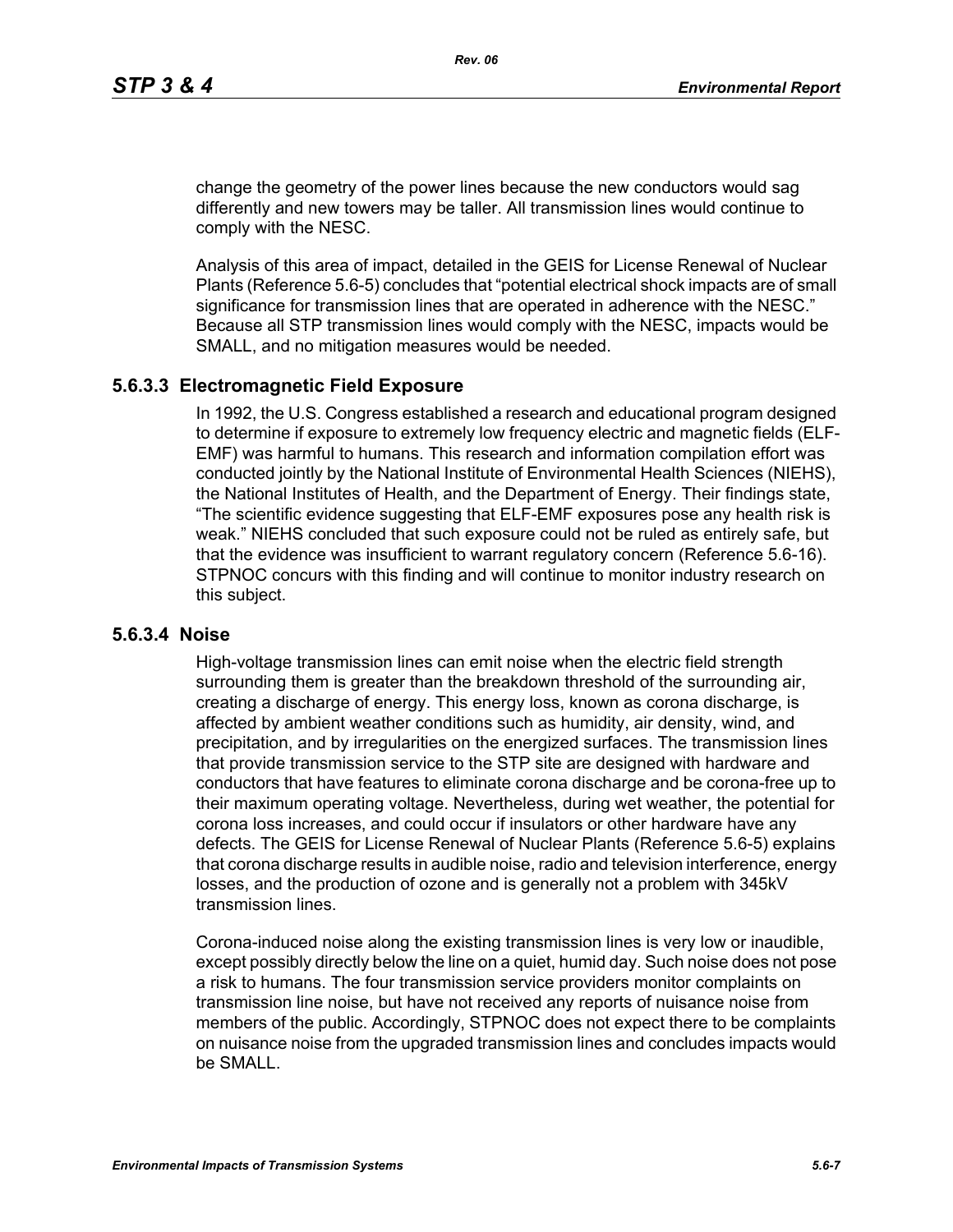change the geometry of the power lines because the new conductors would sag differently and new towers may be taller. All transmission lines would continue to comply with the NESC.

Analysis of this area of impact, detailed in the GEIS for License Renewal of Nuclear Plants (Reference 5.6-5) concludes that "potential electrical shock impacts are of small significance for transmission lines that are operated in adherence with the NESC." Because all STP transmission lines would comply with the NESC, impacts would be SMALL, and no mitigation measures would be needed.

### 5.6.3.3 Electromagnetic Field Exposure

In 1992, the U.S. Congress established a research and educational program designed to determine if exposure to extremely low frequency electric and magnetic fields (ELF-EMF) was harmful to humans. This research and information compilation effort was conducted jointly by the National Institute of Environmental Health Sciences (NIEHS), the National Institutes of Health, and the Department of Energy. Their findings state, "The scientific evidence suggesting that ELF-EMF exposures pose any health risk is weak." NIEHS concluded that such exposure could not be ruled as entirely safe, but that the evidence was insufficient to warrant regulatory concern (Reference 5.6-16). STPNOC concurs with this finding and will continue to monitor industry research on this subject.

### 5.6.3.4 Noise

High-voltage transmission lines can emit noise when the electric field strength surrounding them is greater than the breakdown threshold of the surrounding air, creating a discharge of energy. This energy loss, known as corona discharge, is affected by ambient weather conditions such as humidity, air density, wind, and precipitation, and by irregularities on the energized surfaces. The transmission lines that provide transmission service to the STP site are designed with hardware and conductors that have features to eliminate corona discharge and be corona-free up to their maximum operating voltage. Nevertheless, during wet weather, the potential for corona loss increases, and could occur if insulators or other hardware have any defects. The GEIS for License Renewal of Nuclear Plants (Reference 5.6-5) explains that corona discharge results in audible noise, radio and television interference, energy losses, and the production of ozone and is generally not a problem with 345kV transmission lines.

Corona-induced noise along the existing transmission lines is very low or inaudible, except possibly directly below the line on a quiet, humid day. Such noise does not pose a risk to humans. The four transmission service providers monitor complaints on transmission line noise, but have not received any reports of nuisance noise from members of the public. Accordingly, STPNOC does not expect there to be complaints on nuisance noise from the upgraded transmission lines and concludes impacts would be SMALL.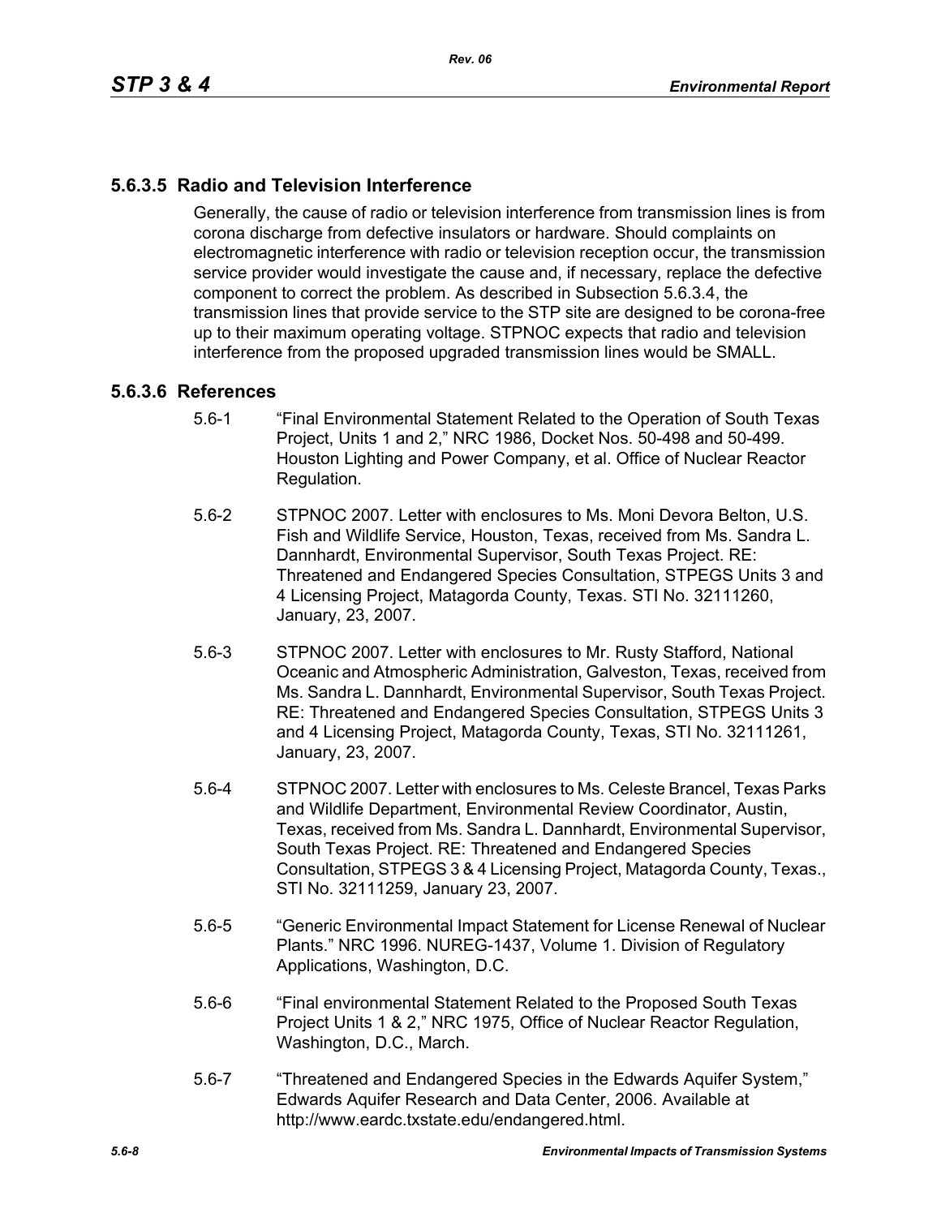## 5.6.3.5 Radio and Television Interference

Generally, the cause of radio or television interference from transmission lines is from corona discharge from defective insulators or hardware. Should complaints on electromagnetic interference with radio or television reception occur, the transmission service provider would investigate the cause and, if necessary, replace the defective component to correct the problem. As described in Subsection 5.6.3.4, the transmission lines that provide service to the STP site are designed to be corona-free up to their maximum operating voltage. STPNOC expects that radio and television interference from the proposed upgraded transmission lines would be SMALL.

## 5.6.3.6 References

5.6-1 "Final Environmental Statement Related to the Operation of South Texas Project, Units 1 and 2," NRC 1986, Docket Nos. 50-498 and 50-499. Houston Lighting and Power Company, et al. Office of Nuclear Reactor Regulation.

5.6-2 STPNOC 2007. Letter with enclosures to Ms. Moni Devora Belton, U.S. Fish and Wildlife Service, Houston, Texas, received from Ms. Sandra L. Dannhardt, Environmental Supervisor, South Texas Project. RE: Threatened and Endangered Species Consultation, STPEGS Units 3 and 4 Licensing Project, Matagorda County, Texas. STI No. 32111260, January, 23, 2007.

5.6-3 STPNOC 2007. Letter with enclosures to Mr. Rusty Stafford, National Oceanic and Atmospheric Administration, Galveston, Texas, received from Ms. Sandra L. Dannhardt, Environmental Supervisor, South Texas Project. RE: Threatened and Endangered Species Consultation, STPEGS Units 3 and 4 Licensing Project, Matagorda County, Texas, STI No. 32111261, January, 23, 2007.

5.6-4 STPNOC 2007. Letter with enclosures to Ms. Celeste Brancel, Texas Parks and Wildlife Department, Environmental Review Coordinator, Austin, Texas, received from Ms. Sandra L. Dannhardt, Environmental Supervisor, South Texas Project. RE: Threatened and Endangered Species Consultation, STPEGS 3 & 4 Licensing Project, Matagorda County, Texas., STI No. 32111259, January 23, 2007.

5.6-5 "Generic Environmental Impact Statement for License Renewal of Nuclear Plants." NRC 1996. NUREG-1437, Volume 1. Division of Regulatory Applications, Washington, D.C.

5.6-6 "Final environmental Statement Related to the Proposed South Texas Project Units 1 & 2," NRC 1975, Office of Nuclear Reactor Regulation, Washington, D.C., March.

5.6-7 "Threatened and Endangered Species in the Edwards Aquifer System," Edwards Aquifer Research and Data Center, 2006. Available at http://www.eardc.txstate.edu/endangered.html.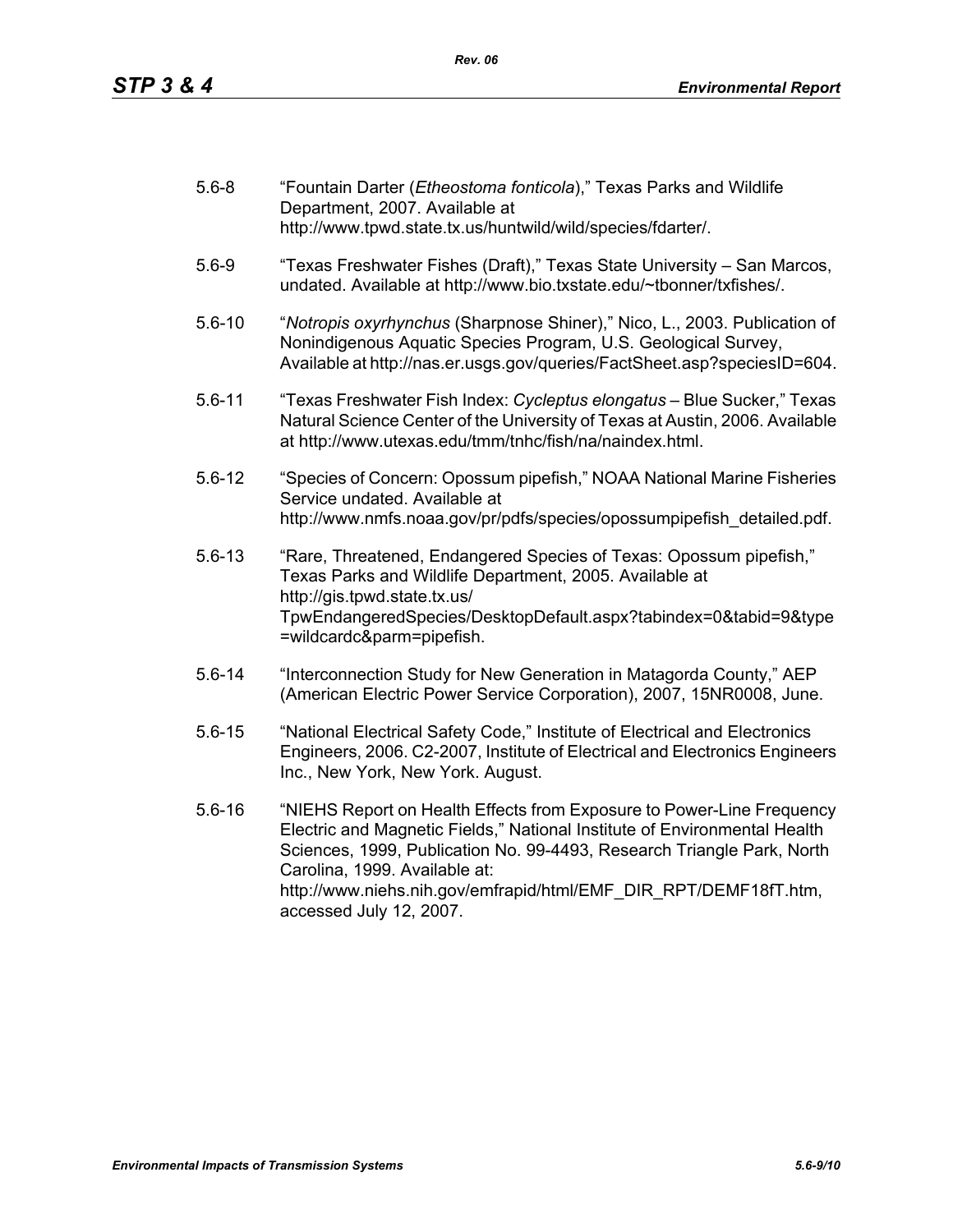5.6-8 "Fountain Darter (*Etheostoma fonticola*)," Texas Parks and Wildlife Department, 2007. Available at http://www.tpwd.state.tx.us/huntwild/wild/species/fdarter/.

5.6-9 "Texas Freshwater Fishes (Draft)," Texas State University – San Marcos, undated. Available at http://www.bio.txstate.edu/~tbonner/txfishes/.

5.6-10 "*Notropis oxyrhynchus* (Sharpnose Shiner)," Nico, L., 2003. Publication of Nonindigenous Aquatic Species Program, U.S. Geological Survey, Available at http://nas.er.usgs.gov/queries/FactSheet.asp?speciesID=604.

5.6-11 "Texas Freshwater Fish Index: *Cycleptus elongatus* – Blue Sucker," Texas Natural Science Center of the University of Texas at Austin, 2006. Available at http://www.utexas.edu/tmm/tnhc/fish/na/naindex.html.

5.6-12 "Species of Concern: Opossum pipefish," NOAA National Marine Fisheries Service undated. Available at http://www.nmfs.noaa.gov/pr/pdfs/species/opossumpipefish_detailed.pdf.

5.6-13 "Rare, Threatened, Endangered Species of Texas: Opossum pipefish," Texas Parks and Wildlife Department, 2005. Available at http://gis.tpwd.state.tx.us/TpwEndangeredSpecies/DesktopDefault.aspx?tabindex=0&tabid=9&type=wildcardc&parm=pipefish.

5.6-14 "Interconnection Study for New Generation in Matagorda County," AEP (American Electric Power Service Corporation), 2007, 15NR0008, June.

5.6-15 "National Electrical Safety Code," Institute of Electrical and Electronics Engineers, 2006. C2-2007, Institute of Electrical and Electronics Engineers Inc., New York, New York. August.

5.6-16 "NIEHS Report on Health Effects from Exposure to Power-Line Frequency Electric and Magnetic Fields," National Institute of Environmental Health Sciences, 1999, Publication No. 99-4493, Research Triangle Park, North Carolina, 1999. Available at: http://www.niehs.nih.gov/emfrapid/html/EMF_DIR_RPT/DEMF18fT.htm, accessed July 12, 2007.